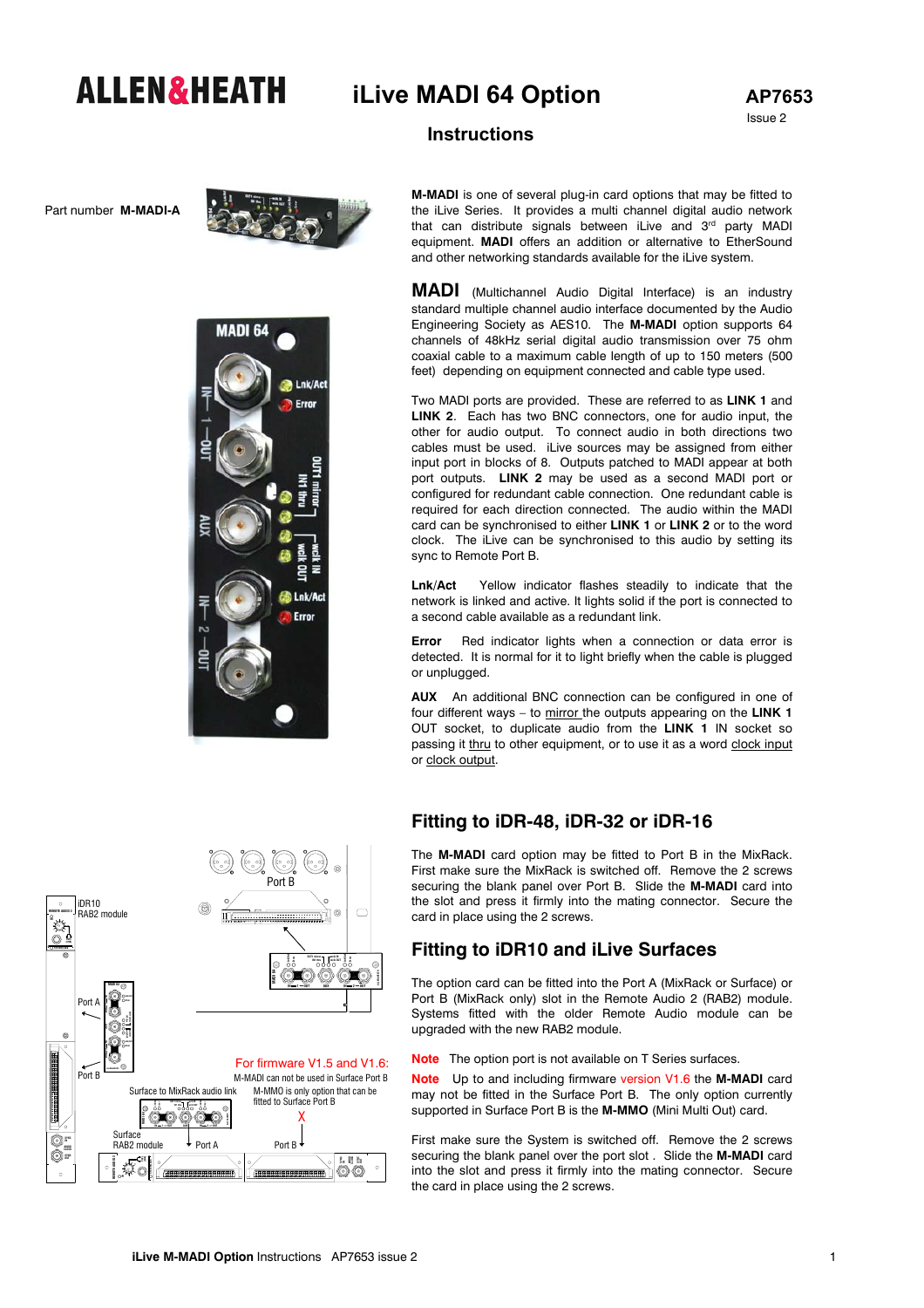# ALLEN&HEATH iLive MADI 64 Option

**AP7653**
Issue 2

## Instructions

Part number **M-MADI-A**

**M-MADI** is one of several plug-in card options that may be fitted to the iLive Series. It provides a multi channel digital audio network that can distribute signals between iLive and 3rd party MADI equipment. **MADI** offers an addition or alternative to EtherSound and other networking standards available for the iLive system.

**MADI** (Multichannel Audio Digital Interface) is an industry standard multiple channel audio interface documented by the Audio Engineering Society as AES10. The **M-MADI** option supports 64 channels of 48kHz serial digital audio transmission over 75 ohm coaxial cable to a maximum cable length of up to 150 meters (500 feet) depending on equipment connected and cable type used.

Two MADI ports are provided. These are referred to as **LINK 1** and **LINK 2**. Each has two BNC connectors, one for audio input, the other for audio output. To connect audio in both directions two cables must be used. iLive sources may be assigned from either input port in blocks of 8. Outputs patched to MADI appear at both port outputs. **LINK 2** may be used as a second MADI port or configured for redundant cable connection. One redundant cable is required for each direction connected. The audio within the MADI card can be synchronised to either **LINK 1** or **LINK 2** or to the word clock. The iLive can be synchronised to this audio by setting its sync to Remote Port B.

**Lnk/Act** Yellow indicator flashes steadily to indicate that the network is linked and active. It lights solid if the port is connected to a second cable available as a redundant link.

**Error** Red indicator lights when a connection or data error is detected. It is normal for it to light briefly when the cable is plugged or unplugged.

**AUX** An additional BNC connection can be configured in one of four different ways – to mirror the outputs appearing on the **LINK 1** OUT socket, to duplicate audio from the **LINK 1** IN socket so passing it thru to other equipment, or to use it as a word clock input or clock output.

## Fitting to iDR-48, iDR-32 or iDR-16

The **M-MADI** card option may be fitted to Port B in the MixRack. First make sure the MixRack is switched off. Remove the 2 screws securing the blank panel over Port B. Slide the **M-MADI** card into the slot and press it firmly into the mating connector. Secure the card in place using the 2 screws.

## Fitting to iDR10 and iLive Surfaces

The option card can be fitted into the Port A (MixRack or Surface) or Port B (MixRack only) slot in the Remote Audio 2 (RAB2) module. Systems fitted with the older Remote Audio module can be upgraded with the new RAB2 module.

**Note** The option port is not available on T Series surfaces.

**Note** Up to and including firmware version V1.6 the **M-MADI** card may not be fitted in the Surface Port B. The only option currently supported in Surface Port B is the **M-MMO** (Mini Multi Out) card.

First make sure the System is switched off. Remove the 2 screws securing the blank panel over the port slot . Slide the **M-MADI** card into the slot and press it firmly into the mating connector. Secure the card in place using the 2 screws.

For firmware V1.5 and V1.6: M-MADI can not be used in Surface Port B. M-MMO is only option that can be fitted to Surface Port B.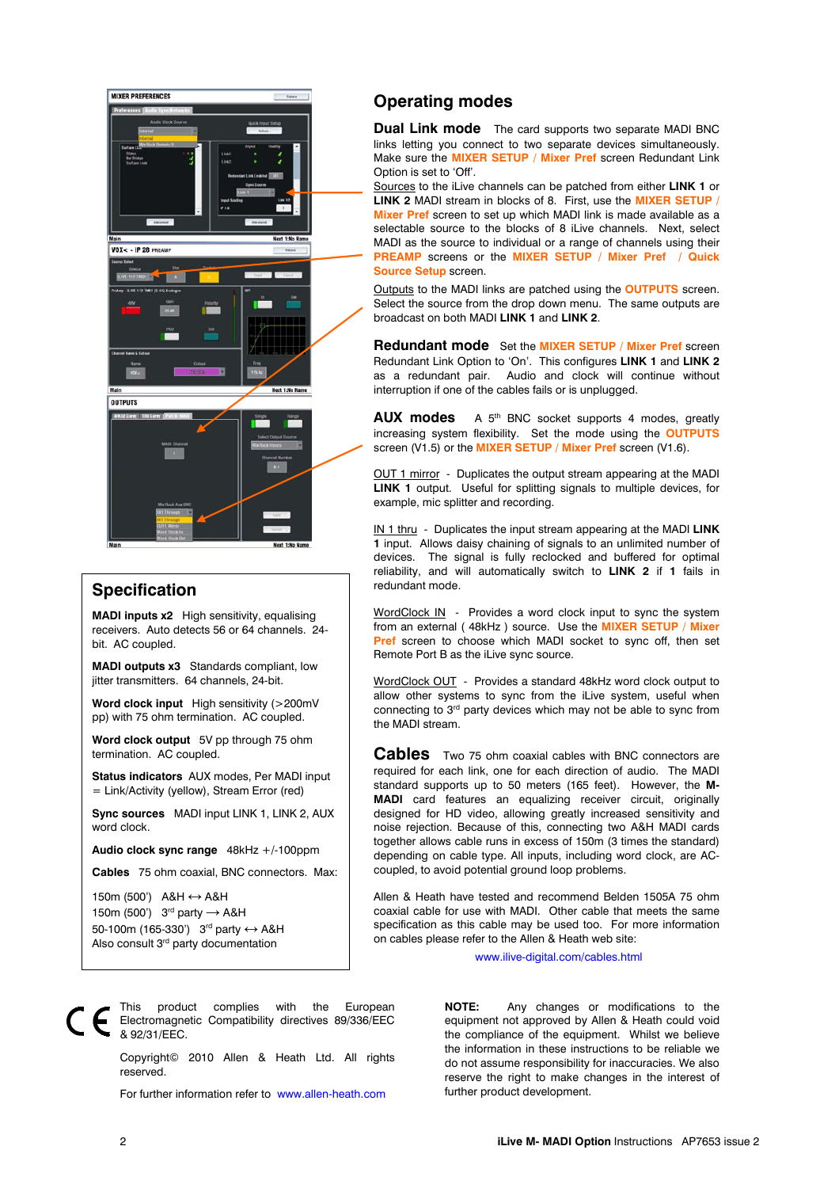## Operating modes

**Dual Link mode** The card supports two separate MADI BNC links letting you connect to two separate devices simultaneously. Make sure the MIXER SETUP / Mixer Pref screen Redundant Link Option is set to 'Off'.

Sources to the iLive channels can be patched from either **LINK 1** or **LINK 2** MADI stream in blocks of 8. First, use the MIXER SETUP / Mixer Pref screen to set up which MADI link is made available as a selectable source to the blocks of 8 iLive channels. Next, select MADI as the source to individual or a range of channels using their PREAMP screens or the MIXER SETUP / Mixer Pref / Quick Source Setup screen.

Outputs to the MADI links are patched using the OUTPUTS screen. Select the source from the drop down menu. The same outputs are broadcast on both MADI **LINK 1** and **LINK 2**.

**Redundant mode** Set the MIXER SETUP / Mixer Pref screen Redundant Link Option to 'On'. This configures **LINK 1** and **LINK 2** as a redundant pair. Audio and clock will continue without interruption if one of the cables fails or is unplugged.

**AUX modes** A 5th BNC socket supports 4 modes, greatly increasing system flexibility. Set the mode using the OUTPUTS screen (V1.5) or the MIXER SETUP / Mixer Pref screen (V1.6).

OUT 1 mirror - Duplicates the output stream appearing at the MADI **LINK 1** output. Useful for splitting signals to multiple devices, for example, mic splitter and recording.

IN 1 thru - Duplicates the input stream appearing at the MADI **LINK 1** input. Allows daisy chaining of signals to an unlimited number of devices. The signal is fully reclocked and buffered for optimal reliability, and will automatically switch to **LINK 2** if **1** fails in redundant mode.

WordClock IN - Provides a word clock input to sync the system from an external ( 48kHz ) source. Use the MIXER SETUP / Mixer Pref screen to choose which MADI socket to sync off, then set Remote Port B as the iLive sync source.

WordClock OUT - Provides a standard 48kHz word clock output to allow other systems to sync from the iLive system, useful when connecting to 3rd party devices which may not be able to sync from the MADI stream.

## Cables

Two 75 ohm coaxial cables with BNC connectors are required for each link, one for each direction of audio. The MADI standard supports up to 50 meters (165 feet). However, the **M-MADI** card features an equalizing receiver circuit, originally designed for HD video, allowing greatly increased sensitivity and noise rejection. Because of this, connecting two A&H MADI cards together allows cable runs in excess of 150m (3 times the standard) depending on cable type. All inputs, including word clock, are AC-coupled, to avoid potential ground loop problems.

Allen & Heath have tested and recommend Belden 1505A 75 ohm coaxial cable for use with MADI. Other cable that meets the same specification as this cable may be used too. For more information on cables please refer to the Allen & Heath web site:

www.ilive-digital.com/cables.html

## Specification

**MADI inputs x2** High sensitivity, equalising receivers. Auto detects 56 or 64 channels. 24-bit. AC coupled.

**MADI outputs x3** Standards compliant, low jitter transmitters. 64 channels, 24-bit.

**Word clock input** High sensitivity (>200mV pp) with 75 ohm termination. AC coupled.

**Word clock output** 5V pp through 75 ohm termination. AC coupled.

**Status indicators** AUX modes, Per MADI input = Link/Activity (yellow), Stream Error (red)

**Sync sources** MADI input LINK 1, LINK 2, AUX word clock.

**Audio clock sync range** 48kHz +/-100ppm

**Cables** 75 ohm coaxial, BNC connectors. Max:

150m (500') A&H ↔ A&H
150m (500') 3rd party → A&H
50-100m (165-330') 3rd party ↔ A&H
Also consult 3rd party documentation

CE This product complies with the European Electromagnetic Compatibility directives 89/336/EEC & 92/31/EEC.

Copyright© 2010 Allen & Heath Ltd. All rights reserved.

For further information refer to www.allen-heath.com

**NOTE:** Any changes or modifications to the equipment not approved by Allen & Heath could void the compliance of the equipment. Whilst we believe the information in these instructions to be reliable we do not assume responsibility for inaccuracies. We also reserve the right to make changes in the interest of further product development.